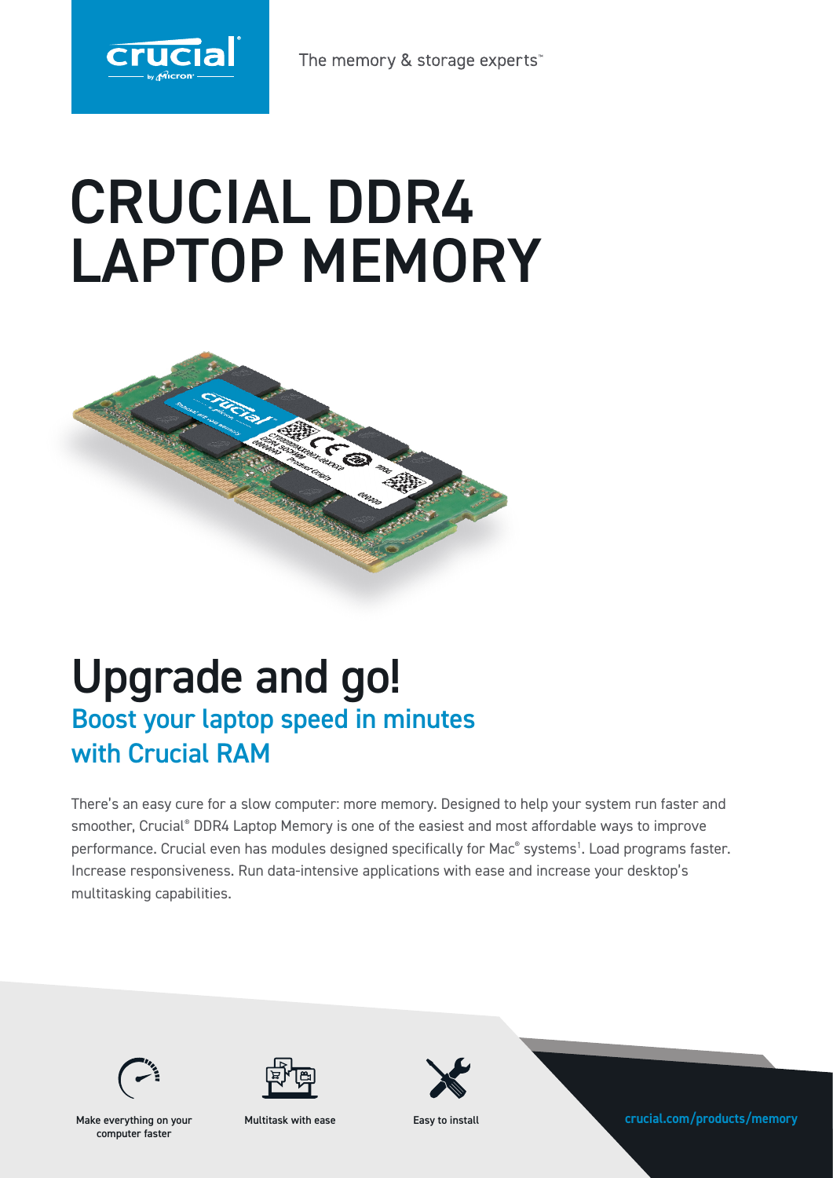The memory & storage experts™

# CRUCIAL DDR4 LAPTOP MEMORY

## Upgrade and go!

### Boost your laptop speed in minutes with Crucial RAM

There's an easy cure for a slow computer: more memory. Designed to help your system run faster and smoother, Crucial® DDR4 Laptop Memory is one of the easiest and most affordable ways to improve performance. Crucial even has modules designed specifically for Mac® systems[1]. Load programs faster. Increase responsiveness. Run data-intensive applications with ease and increase your desktop's multitasking capabilities.

Make everything on your computer faster

Multitask with ease

Easy to install

crucial.com/products/memory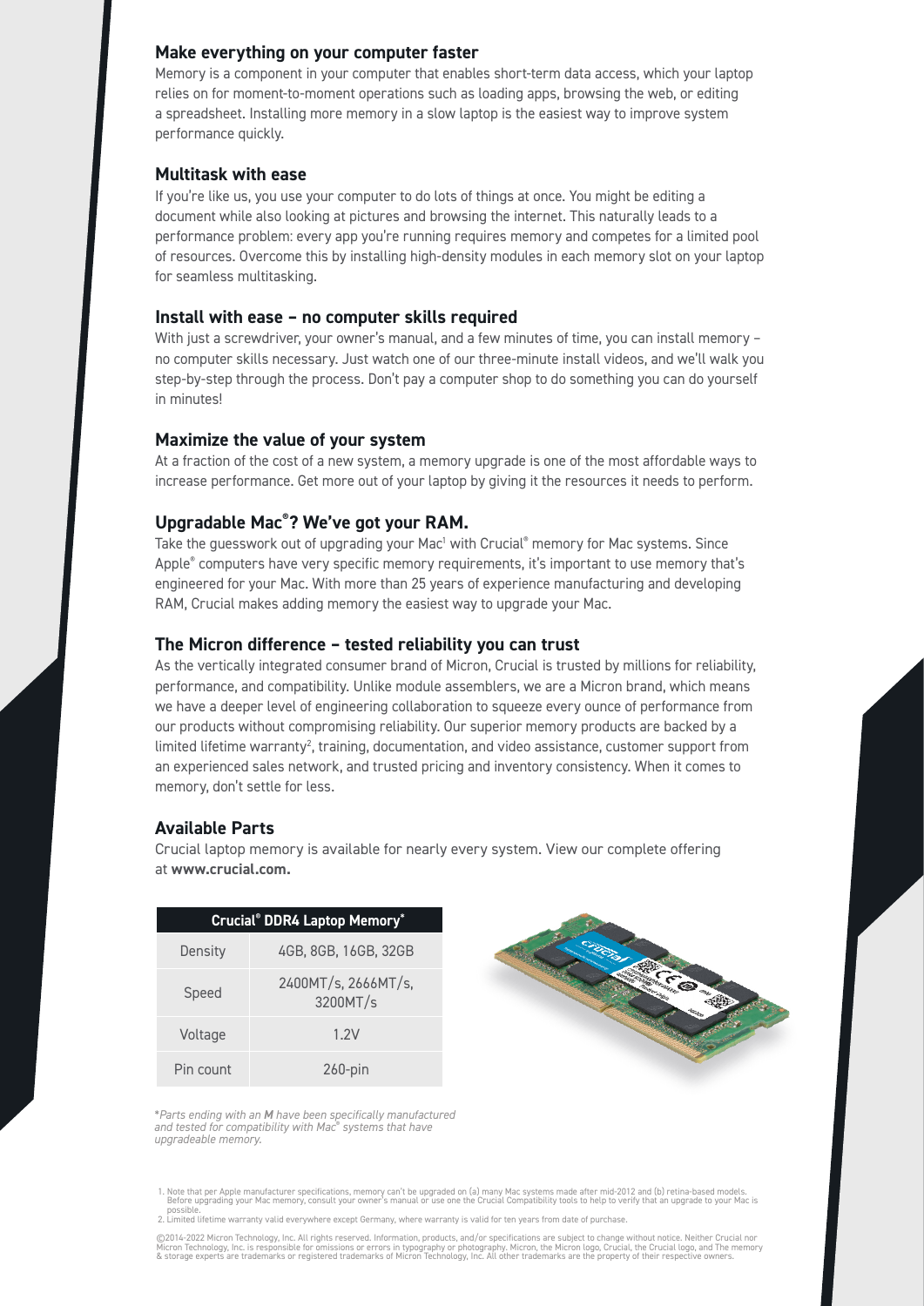## Make everything on your computer faster

Memory is a component in your computer that enables short-term data access, which your laptop relies on for moment-to-moment operations such as loading apps, browsing the web, or editing a spreadsheet. Installing more memory in a slow laptop is the easiest way to improve system performance quickly.

## Multitask with ease

If you're like us, you use your computer to do lots of things at once. You might be editing a document while also looking at pictures and browsing the internet. This naturally leads to a performance problem: every app you're running requires memory and competes for a limited pool of resources. Overcome this by installing high-density modules in each memory slot on your laptop for seamless multitasking.

## Install with ease – no computer skills required

With just a screwdriver, your owner's manual, and a few minutes of time, you can install memory – no computer skills necessary. Just watch one of our three-minute install videos, and we'll walk you step-by-step through the process. Don't pay a computer shop to do something you can do yourself in minutes!

## Maximize the value of your system

At a fraction of the cost of a new system, a memory upgrade is one of the most affordable ways to increase performance. Get more out of your laptop by giving it the resources it needs to perform.

## Upgradable Mac®? We've got your RAM.

Take the guesswork out of upgrading your Mac[1] with Crucial® memory for Mac systems. Since Apple® computers have very specific memory requirements, it's important to use memory that's engineered for your Mac. With more than 25 years of experience manufacturing and developing RAM, Crucial makes adding memory the easiest way to upgrade your Mac.

## The Micron difference – tested reliability you can trust

As the vertically integrated consumer brand of Micron, Crucial is trusted by millions for reliability, performance, and compatibility. Unlike module assemblers, we are a Micron brand, which means we have a deeper level of engineering collaboration to squeeze every ounce of performance from our products without compromising reliability. Our superior memory products are backed by a limited lifetime warranty[2], training, documentation, and video assistance, customer support from an experienced sales network, and trusted pricing and inventory consistency. When it comes to memory, don't settle for less.

## Available Parts

Crucial laptop memory is available for nearly every system. View our complete offering at **www.crucial.com.**

| Crucial® DDR4 Laptop Memory* | |
|---|---|
| Density | 4GB, 8GB, 16GB, 32GB |
| Speed | 2400MT/s, 2666MT/s, 3200MT/s |
| Voltage | 1.2V |
| Pin count | 260-pin |

*\*Parts ending with an **M** have been specifically manufactured and tested for compatibility with Mac® systems that have upgradeable memory.*

1. Note that per Apple manufacturer specifications, memory can't be upgraded on (a) many Mac systems made after mid-2012 and (b) retina-based models. Before upgrading your Mac memory, consult your owner's manual or use one the Crucial Compatibility tools to help to verify that an upgrade to your Mac is possible.
2. Limited lifetime warranty valid everywhere except Germany, where warranty is valid for ten years from date of purchase.

©2014-2022 Micron Technology, Inc. All rights reserved. Information, products, and/or specifications are subject to change without notice. Neither Crucial nor Micron Technology, Inc. is responsible for omissions or errors in typography or photography. Micron, the Micron logo, Crucial, the Crucial logo, and The memory & storage experts are trademarks or registered trademarks of Micron Technology, Inc. All other trademarks are the property of their respective owners.